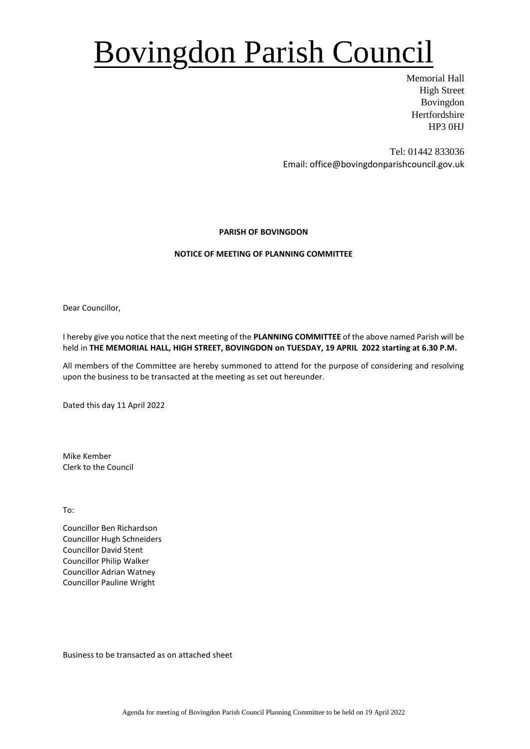# Bovingdon Parish Council

Memorial Hall
High Street
Bovingdon
Hertfordshire
HP3 0HJ

Tel: 01442 833036
Email: office@bovingdonparishcouncil.gov.uk

**PARISH OF BOVINGDON**

**NOTICE OF MEETING OF PLANNING COMMITTEE**

Dear Councillor,

I hereby give you notice that the next meeting of the **PLANNING COMMITTEE** of the above named Parish will be held in **THE MEMORIAL HALL, HIGH STREET, BOVINGDON on TUESDAY, 19 APRIL 2022 starting at 6.30 P.M.**

All members of the Committee are hereby summoned to attend for the purpose of considering and resolving upon the business to be transacted at the meeting as set out hereunder.

Dated this day 11 April 2022

Mike Kember
Clerk to the Council

To:

Councillor Ben Richardson
Councillor Hugh Schneiders
Councillor David Stent
Councillor Philip Walker
Councillor Adrian Watney
Councillor Pauline Wright

Business to be transacted as on attached sheet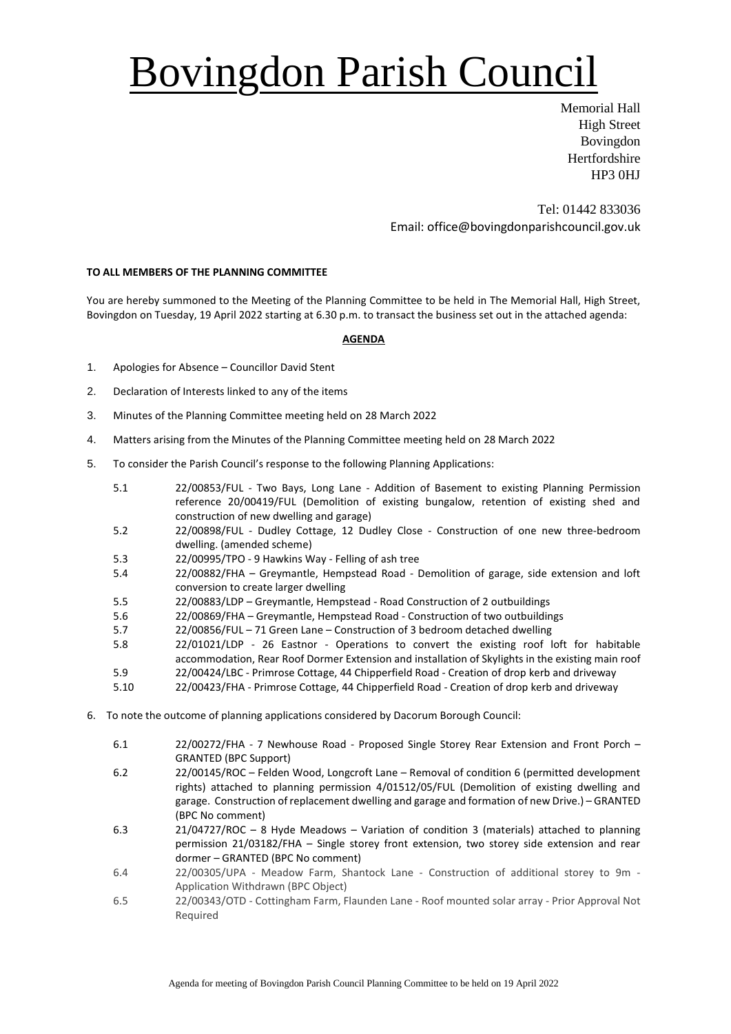# Bovingdon Parish Council

Memorial Hall
High Street
Bovingdon
Hertfordshire
HP3 0HJ

Tel: 01442 833036
Email: office@bovingdonparishcouncil.gov.uk

**TO ALL MEMBERS OF THE PLANNING COMMITTEE**

You are hereby summoned to the Meeting of the Planning Committee to be held in The Memorial Hall, High Street, Bovingdon on Tuesday, 19 April 2022 starting at 6.30 p.m. to transact the business set out in the attached agenda:

**AGENDA**

1. Apologies for Absence – Councillor David Stent
2. Declaration of Interests linked to any of the items
3. Minutes of the Planning Committee meeting held on 28 March 2022
4. Matters arising from the Minutes of the Planning Committee meeting held on 28 March 2022
5. To consider the Parish Council's response to the following Planning Applications:

   5.1 22/00853/FUL - Two Bays, Long Lane - Addition of Basement to existing Planning Permission reference 20/00419/FUL (Demolition of existing bungalow, retention of existing shed and construction of new dwelling and garage)

   5.2 22/00898/FUL - Dudley Cottage, 12 Dudley Close - Construction of one new three-bedroom dwelling. (amended scheme)

   5.3 22/00995/TPO - 9 Hawkins Way - Felling of ash tree

   5.4 22/00882/FHA – Greymantle, Hempstead Road - Demolition of garage, side extension and loft conversion to create larger dwelling

   5.5 22/00883/LDP – Greymantle, Hempstead - Road Construction of 2 outbuildings

   5.6 22/00869/FHA – Greymantle, Hempstead Road - Construction of two outbuildings

   5.7 22/00856/FUL – 71 Green Lane – Construction of 3 bedroom detached dwelling

   5.8 22/01021/LDP - 26 Eastnor - Operations to convert the existing roof loft for habitable accommodation, Rear Roof Dormer Extension and installation of Skylights in the existing main roof

   5.9 22/00424/LBC - Primrose Cottage, 44 Chipperfield Road - Creation of drop kerb and driveway

   5.10 22/00423/FHA - Primrose Cottage, 44 Chipperfield Road - Creation of drop kerb and driveway

6. To note the outcome of planning applications considered by Dacorum Borough Council:

   6.1 22/00272/FHA - 7 Newhouse Road - Proposed Single Storey Rear Extension and Front Porch – GRANTED (BPC Support)

   6.2 22/00145/ROC – Felden Wood, Longcroft Lane – Removal of condition 6 (permitted development rights) attached to planning permission 4/01512/05/FUL (Demolition of existing dwelling and garage. Construction of replacement dwelling and garage and formation of new Drive.) – GRANTED (BPC No comment)

   6.3 21/04727/ROC – 8 Hyde Meadows – Variation of condition 3 (materials) attached to planning permission 21/03182/FHA – Single storey front extension, two storey side extension and rear dormer – GRANTED (BPC No comment)

   6.4 22/00305/UPA - Meadow Farm, Shantock Lane - Construction of additional storey to 9m - Application Withdrawn (BPC Object)

   6.5 22/00343/OTD - Cottingham Farm, Flaunden Lane - Roof mounted solar array - Prior Approval Not Required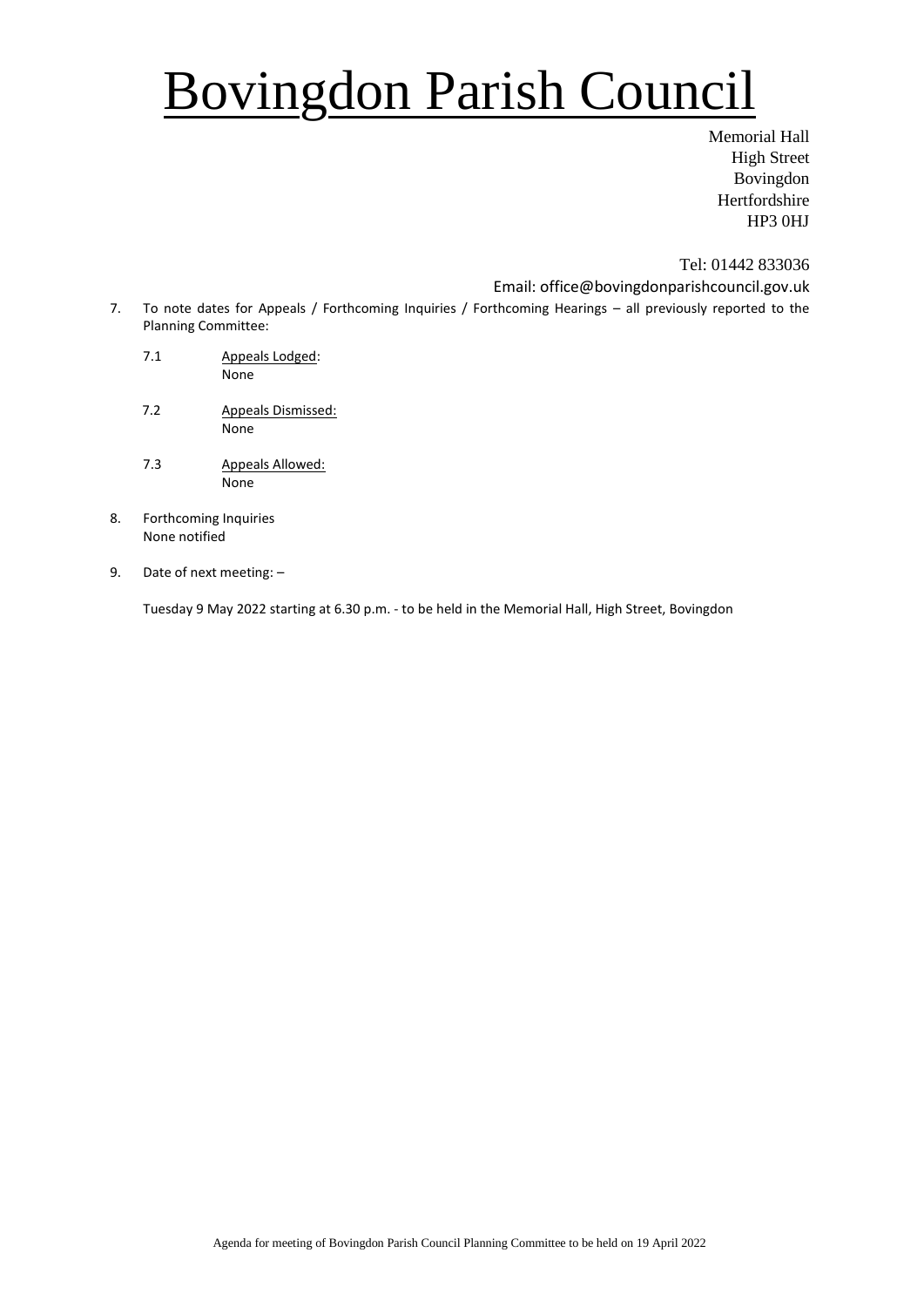# Bovingdon Parish Council

Memorial Hall
High Street
Bovingdon
Hertfordshire
HP3 0HJ

Tel: 01442 833036
Email: office@bovingdonparishcouncil.gov.uk

7. To note dates for Appeals / Forthcoming Inquiries / Forthcoming Hearings – all previously reported to the Planning Committee:

   7.1 Appeals Lodged:
   None

   7.2 Appeals Dismissed:
   None

   7.3 Appeals Allowed:
   None

8. Forthcoming Inquiries
   None notified

9. Date of next meeting: –

   Tuesday 9 May 2022 starting at 6.30 p.m. - to be held in the Memorial Hall, High Street, Bovingdon